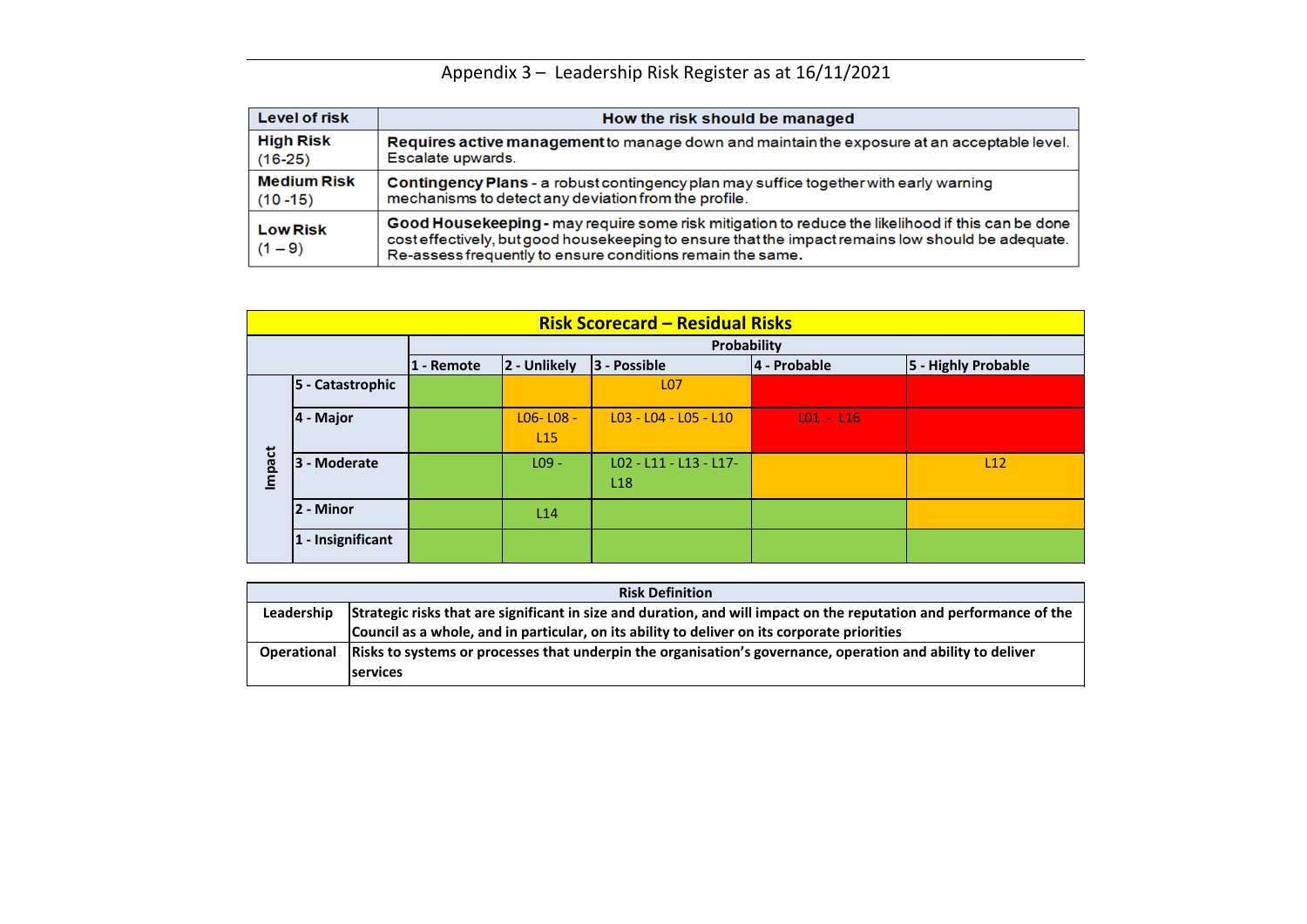# Appendix 3 – Leadership Risk Register as at 16/11/2021

| Level of risk | How the risk should be managed |
|---|---|
| **High Risk** (16-25) | **Requires active management** to manage down and maintain the exposure at an acceptable level. Escalate upwards. |
| **Medium Risk** (10 -15) | **Contingency Plans** - a robust contingency plan may suffice together with early warning mechanisms to detect any deviation from the profile. |
| **Low Risk** (1 – 9) | **Good Housekeeping** - may require some risk mitigation to reduce the likelihood if this can be done cost effectively, but good housekeeping to ensure that the impact remains low should be adequate. Re-assess frequently to ensure conditions remain the same. |

**Risk Scorecard – Residual Risks**

| | | Probability | | | | |
|---|---|---|---|---|---|---|
| | | **1 - Remote** | **2 - Unlikely** | **3 - Possible** | **4 - Probable** | **5 - Highly Probable** |
| Impact | **5 - Catastrophic** | | | L07 | | |
| | **4 - Major** | | L06- L08 - L15 | L03 - L04 - L05 - L10 | L01 - L16 | |
| | **3 - Moderate** | | L09 - | L02 - L11 - L13 - L17- L18 | | L12 |
| | **2 - Minor** | | L14 | | | |
| | **1 - Insignificant** | | | | | |

| Risk Definition | |
|---|---|
| **Leadership** | **Strategic risks that are significant in size and duration, and will impact on the reputation and performance of the Council as a whole, and in particular, on its ability to deliver on its corporate priorities** |
| **Operational** | **Risks to systems or processes that underpin the organisation's governance, operation and ability to deliver services** |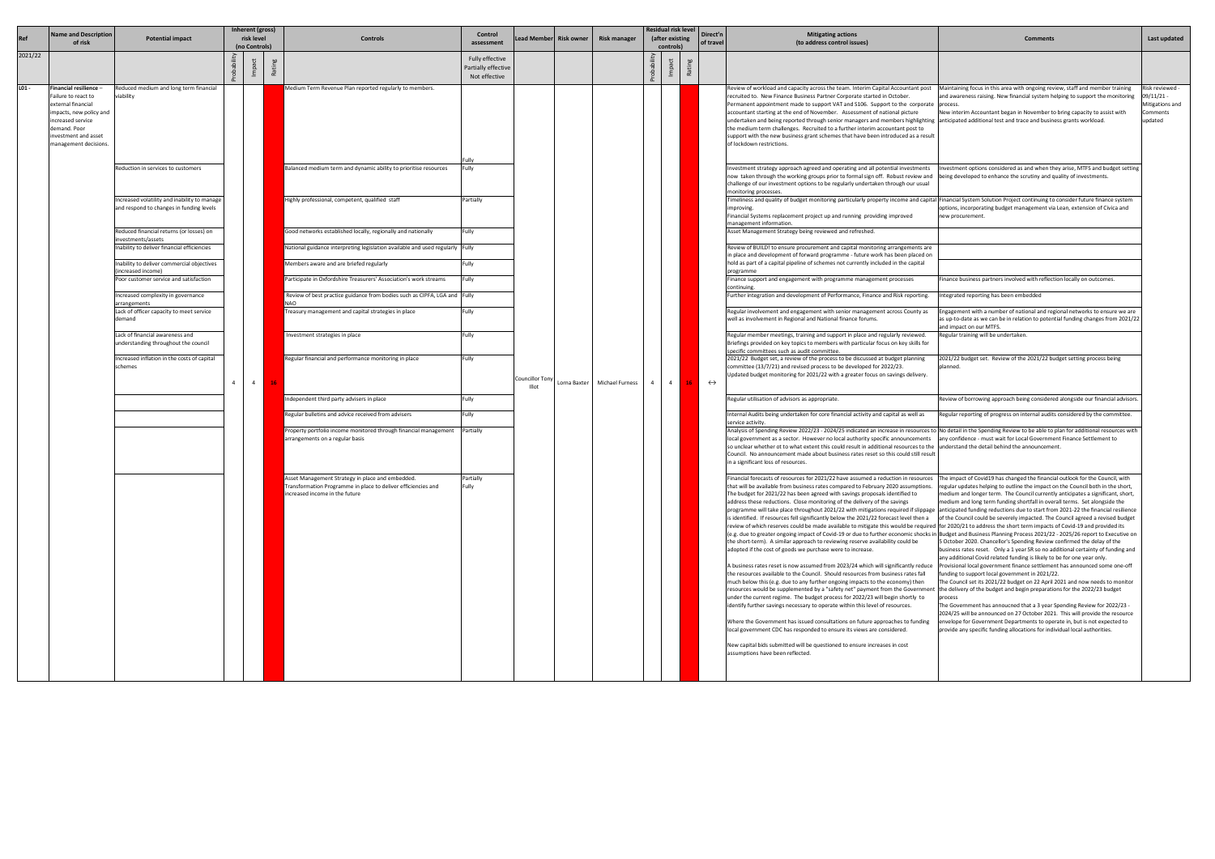| Ref | Name and Description of risk | Potential impact | Inherent (gross) risk level (no Controls) | | | Controls | Control assessment | Lead Member | Risk owner | Risk manager | Residual risk level (after existing controls) | | | Direct'n of travel | Mitigating actions (to address control issues) | Comments | Last updated |
|---|---|---|---|---|---|---|---|---|---|---|---|---|---|---|---|---|---|
| 2021/22 | | | Probability | Impact | Rating | | Fully effective Partially effective Not effective | | | | Probability | Impact | Rating | | | | |
| L01 - | **Financial resilience** – Failure to react to external financial impacts, new policy and increased service demand. Poor investment and asset management decisions. | Reduced medium and long term financial viability | 4 | 4 | 16 | Medium Term Revenue Plan reported regularly to members. | Fully | Councillor Tony Illot | Lorna Baxter | Michael Furness | 4 | 4 | 16 | ↔ | Review of workload and capacity across the team. Interim Capital Accountant post recruited to. New Finance Business Partner Corporate started in October. Permanent appointment made to support VAT and S106. Support to the corporate accountant starting at the end of November. Assessment of national picture undertaken and being reported through senior managers and members highlighting the medium term challenges. Recruited to a further interim accountant post to support with the new business grant schemes that have been introduced as a result of lockdown restrictions. | Maintaining focus in this area with ongoing review, staff and member training and awareness raising. New financial system helping to support the monitoring process. New interim Accountant began in November to bring capacity to assist with anticipated additional test and trace and business grants workload. | Risk reviewed - 09/11/21 - Mitigations and Comments updated |
| | | Reduction in services to customers | | | | Balanced medium term and dynamic ability to prioritise resources | Fully | | | | | | | | Investment strategy approach agreed and operating and all potential investments now taken through the working groups prior to formal sign off. Robust review and challenge of our investment options to be regularly undertaken through our usual monitoring processes. | Investment options considered as and when they arise, MTFS and budget setting being developed to enhance the scrutiny and quality of investments. | |
| | | Increased volatility and inability to manage and respond to changes in funding levels | | | | Highly professional, competent, qualified staff | Partially | | | | | | | | Timeliness and quality of budget monitoring particularly property income and capital improving. Financial Systems replacement project up and running providing improved management information. | Financial System Solution Project continuing to consider future finance system options, incorporating budget management via Lean, extension of Civica and new procurement. | |
| | | Reduced financial returns (or losses) on investments/assets | | | | Good networks established locally, regionally and nationally | Fully | | | | | | | | Asset Management Strategy being reviewed and refreshed. | | |
| | | Inability to deliver financial efficiencies | | | | National guidance interpreting legislation available and used regularly | Fully | | | | | | | | Review of BUILD! to ensure procurement and capital monitoring arrangements are in place and development of forward programme - future work has been placed on hold as part of a capital pipeline of schemes not currently included in the capital programme | | |
| | | Inability to deliver commercial objectives (increased income) | | | | Members aware and are briefed regularly | Fully | | | | | | | | | | |
| | | Poor customer service and satisfaction | | | | Participate in Oxfordshire Treasurers' Association's work streams | Fully | | | | | | | | Finance support and engagement with programme management processes continuing. | Finance business partners involved with reflection locally on outcomes. | |
| | | Increased complexity in governance arrangements | | | | Review of best practice guidance from bodies such as CIPFA, LGA and NAO | Fully | | | | | | | | Further integration and development of Performance, Finance and Risk reporting. | Integrated reporting has been embedded | |
| | | Lack of officer capacity to meet service demand | | | | Treasury management and capital strategies in place | Fully | | | | | | | | Regular involvement and engagement with senior management across County as well as involvement in Regional and National finance forums. | Engagement with a number of national and regional networks to ensure we are as up-to-date as we can be in relation to potential funding changes from 2021/22 and impact on our MTFS. | |
| | | Lack of financial awareness and understanding throughout the council | | | | Investment strategies in place | Fully | | | | | | | | Regular member meetings, training and support in place and regularly reviewed. Briefings provided on key topics to members with particular focus on key skills for specific committees such as audit committee. | Regular training will be undertaken. | |
| | | Increased inflation in the costs of capital schemes | | | | Regular financial and performance monitoring in place | Fully | | | | | | | | 2021/22 Budget set, a review of the process to be discussed at budget planning committee (13/7/21) and revised process to be developed for 2022/23. Updated budget monitoring for 2021/22 with a greater focus on savings delivery. | 2021/22 budget set. Review of the 2021/22 budget setting process being planned. | |
| | | | | | | Independent third party advisers in place | Fully | | | | | | | | Regular utilisation of advisors as appropriate. | Review of borrowing approach being considered alongside our financial advisors. | |
| | | | | | | Regular bulletins and advice received from advisers | Fully | | | | | | | | Internal Audits being undertaken for core financial activity and capital as well as service activity. | Regular reporting of progress on internal audits considered by the committee. | |
| | | | | | | Property portfolio income monitored through financial management arrangements on a regular basis | Partially | | | | | | | | Analysis of Spending Review 2022/23 - 2024/25 indicated an increase in resources to local government as a sector. However no local authority specific announcements so unclear whether ot to what extent this could result in additional resources to the Council. No announcement made about business rates reset so this could still result in a significant loss of resources. | No detail in the Spending Review to be able to plan for additional resources with any confidence - must wait for Local Government Finance Settlement to understand the detail behind the announcement. | |
| | | | | | | Asset Management Strategy in place and embedded. Transformation Programme in place to deliver efficiencies and increased income in the future | Partially Fully | | | | | | | | Financial forecasts of resources for 2021/22 have assumed a reduction in resources that will be available from business rates compared to February 2020 assumptions. The budget for 2021/22 has been agreed with savings proposals identified to address these reductions. Close monitoring of the delivery of the savings programme will take place throughout 2021/22 with mitigations required if slippage is identified. If resources fell significantly below the 2021/22 forecast level then a review of which reserves could be made available to mitigate this would be required (e.g. due to greater ongoing impact of Covid-19 or due to further economic shocks in the short-term). A similar approach to reviewing reserve availability could be adopted if the cost of goods we purchase were to increase.<br><br>A business rates reset is now assumed from 2023/24 which will significantly reduce the resources available to the Council. Should resources from business rates fall much below this (e.g. due to any further ongoing impacts to the economy) then resources would be supplemented by a "safety net" payment from the Government under the current regime. The budget process for 2022/23 will begin shortly to identify further savings necessary to operate within this level of resources.<br><br>Where the Government has issued consultations on future approaches to funding local government CDC has responded to ensure its views are considered.<br><br>New capital bids submitted will be questioned to ensure increases in cost assumptions have been reflected. | The impact of Covid19 has changed the financial outlook for the Council, with regular updates helping to outline the impact on the Council both in the short, medium and longer term. The Council currently anticipates a significant, short, medium and long term funding shortfall in overall terms. Set alongside the anticipated funding reductions due to start from 2021-22 the financial resilience of the Council could be severely impacted. The Council agreed a revised budget for 2020/21 to address the short term impacts of Covid-19 and provided its Budget and Business Planning Process 2021/22 - 2025/26 report to Executive on 5 October 2020. Chancellor's Spending Review confirmed the delay of the business rates reset. Only a 1 year SR so no additional certainty of funding and any additional Covid related funding is likely to be for one year only. Provisional local government finance settlement has announced some one-off funding to support local government in 2021/22.<br>The Council set its 2021/22 budget on 22 April 2021 and now needs to monitor the delivery of the budget and begin preparations for the 2022/23 budget process<br>The Government has announced that a 3 year Spending Review for 2022/23 - 2024/25 will be announced on 27 October 2021. This will provide the resource envelope for Government Departments to operate in, but is not expected to provide any specific funding allocations for individual local authorities. | |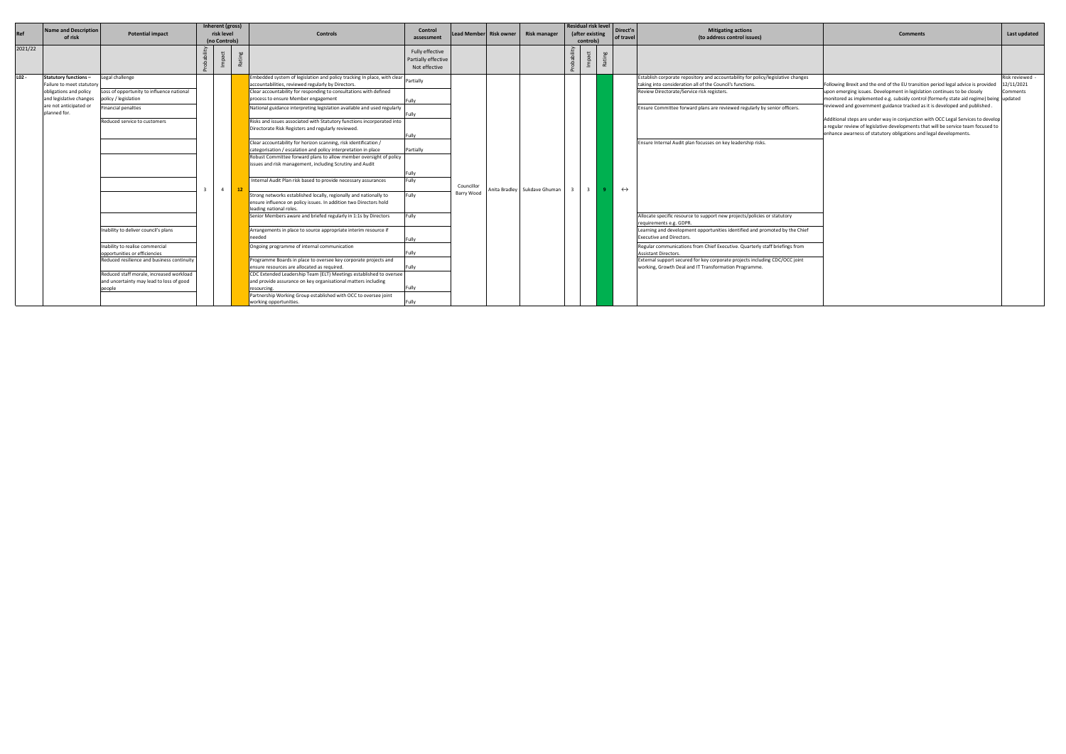| Ref | Name and Description of risk | Potential impact | Inherent (gross) risk level (no Controls) | | | Controls | Control assessment | Lead Member | Risk owner | Risk manager | Residual risk level (after existing controls) | | | Direct'n of travel | Mitigating actions (to address control issues) | Comments | Last updated |
|---|---|---|---|---|---|---|---|---|---|---|---|---|---|---|---|---|---|
| 2021/22 | | | Probability | Impact | Rating | | Fully effective Partially effective Not effective | | | | Probability | Impact | Rating | | | | |
| L02 - | **Statutory functions** – Failure to meet statutory obligations and policy and legislative changes are not anticipated or planned for. | Legal challenge<br>Loss of opportunity to influence national policy / legislation<br>Financial penalties<br>Reduced service to customers<br>Inability to deliver council's plans<br>Inability to realise commercial opportunities or efficiencies<br>Reduced resilience and business continuity<br>Reduced staff morale, increased workload and uncertainty may lead to loss of good people | 3 | 4 | 12 | Embedded system of legislation and policy tracking In place, with clear accountabilities, reviewed regularly by Directors.<br>Clear accountability for responding to consultations with defined process to ensure Member engagement<br>National guidance interpreting legislation available and used regularly<br>Risks and issues associated with Statutory functions incorporated into Directorate Risk Registers and regularly reviewed.<br>Clear accountability for horizon scanning, risk identification / categorisation / escalation and policy interpretation in place<br>Robust Committee forward plans to allow member oversight of policy issues and risk management, including Scrutiny and Audit<br>Internal Audit Plan risk based to provide necessary assurances<br>Strong networks established locally, regionally and nationally to ensure influence on policy issues. In addition two Directors hold leading national roles.<br>Senior Members aware and briefed regularly in 1:1s by Directors<br>Arrangements in place to source appropriate interim resource if needed<br>Ongoing programme of internal communication<br>Programme Boards in place to oversee key corporate projects and ensure resources are allocated as required.<br>CDC Extended Leadership Team (ELT) Meetings established to oversee and provide assurance on key organisational matters including resourcing.<br>Partnership Working Group established with OCC to oversee joint working opportunities. | Partially<br>Fully<br>Fully<br>Fully<br>Partially<br>Fully<br>Fully<br>Fully<br>Fully<br>Fully<br>Fully<br>Fully<br>Fully<br>Fully | Councillor Barry Wood | Anita Bradley | Sukdave Ghuman | 3 | 3 | 9 | ↔ | Establish corporate repository and accountability for policy/legislative changes taking into consideration all of the Council's functions.<br>Review Directorate/Service risk registers.<br>Ensure Committee forward plans are reviewed regularly by senior officers.<br>Ensure Internal Audit plan focusses on key leadership risks.<br>Allocate specific resource to support new projects/policies or statutory requirements e.g. GDPR.<br>Learning and development opportunities identified and promoted by the Chief Executive and Directors.<br>Regular communications from Chief Executive. Quarterly staff briefings from Assistant Directors.<br>External support secured for key corporate projects including CDC/OCC joint working, Growth Deal and IT Transformation Programme. | Following Brexit and the end of the EU transition period legal advice is provided upon emerging issues. Development in legislation continues to be closely monitored as implemented e.g. subsidy control (formerly state aid regime) being reviewed and government guidance tracked as it is developed and published .<br><br>Additional steps are under way in conjunction with OCC Legal Services to develop a regular review of legislative developments that will be service team focused to enhance awarness of statutory obligations and legal developments. | Risk reviewed - 12/11/2021 Comments updated |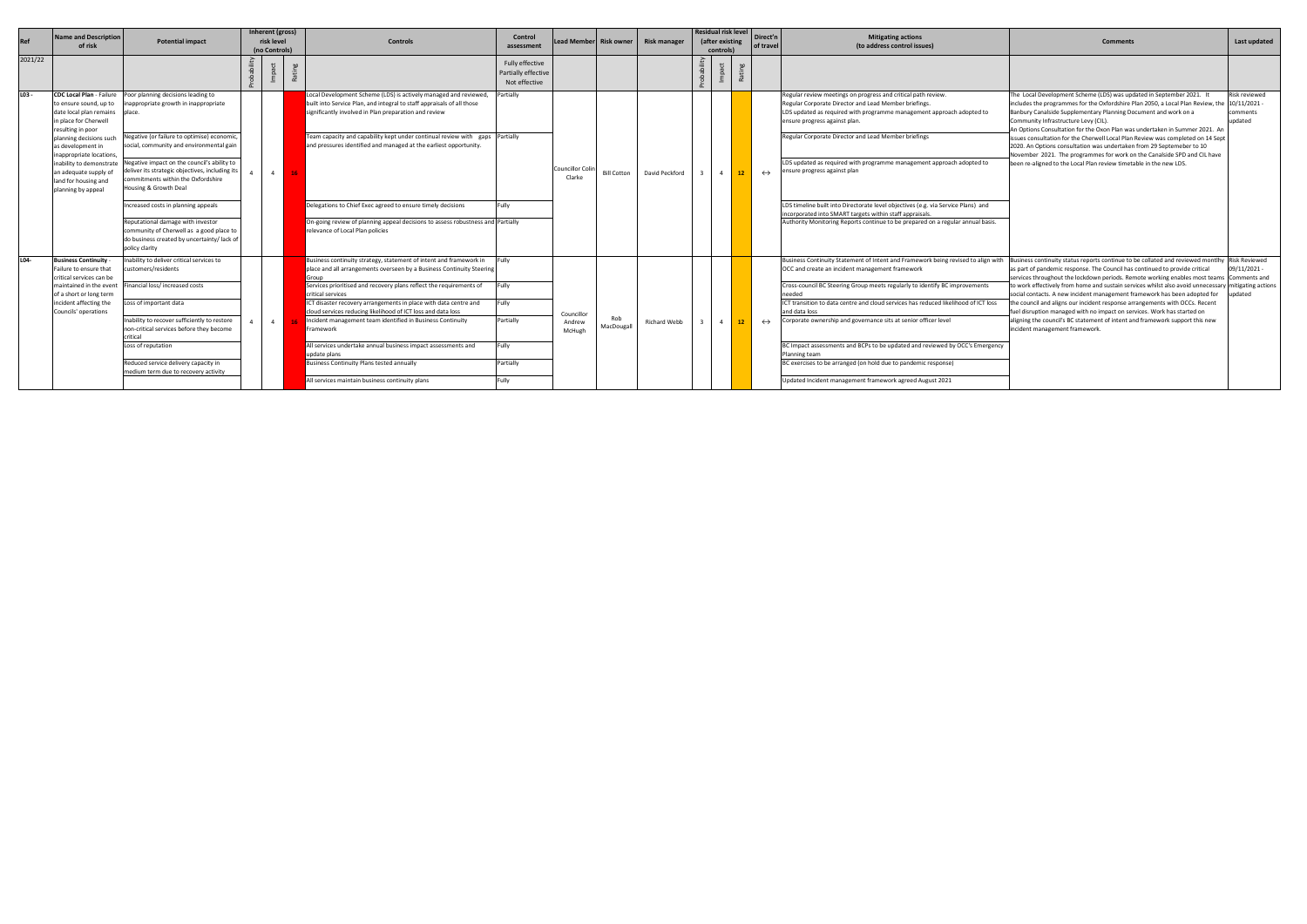| Ref | Name and Description of risk | Potential impact | Inherent (gross) risk level (no Controls) | | | Controls | Control assessment | Lead Member | Risk owner | Risk manager | Residual risk level (after existing controls) | | | Direct'n of travel | Mitigating actions (to address control issues) | Comments | Last updated |
|---|---|---|---|---|---|---|---|---|---|---|---|---|---|---|---|---|---|
| 2021/22 | | | Probability | Impact | Rating | | Fully effective Partially effective Not effective | | | | Probability | Impact | Rating | | | | |
| L03 - | CDC Local Plan - Failure to ensure sound, up to date local plan remains in place for Cherwell resulting in poor planning decisions such as development in inappropriate locations, inability to demonstrate an adequate supply of land for housing and planning by appeal | Poor planning decisions leading to inappropriate growth in inappropriate place.<br><br>Negative (or failure to optimise) economic, social, community and environmental gain<br><br>Negative impact on the council's ability to deliver its strategic objectives, including its commitments within the Oxfordshire Housing & Growth Deal<br><br>Increased costs in planning appeals<br><br>Reputational damage with investor community of Cherwell as a good place to do business created by uncertainty/ lack of policy clarity | 4 | 4 | 16 | Local Development Scheme (LDS) is actively managed and reviewed, built into Service Plan, and integral to staff appraisals of all those significantly involved in Plan preparation and review<br><br>Team capacity and capability kept under continual review with gaps and pressures identified and managed at the earliest opportunity.<br><br>Delegations to Chief Exec agreed to ensure timely decisions<br><br>On-going review of planning appeal decisions to assess robustness and relevance of Local Plan policies | Partially<br><br>Partially<br><br>Fully<br><br>Partially | Councillor Colin Clarke | Bill Cotton | David Peckford | 3 | 4 | 12 | ↔ | Regular review meetings on progress and critical path review.<br>Regular Corporate Director and Lead Member briefings.<br>LDS updated as required with programme management approach adopted to ensure progress against plan.<br><br>Regular Corporate Director and Lead Member briefings<br><br>LDS updated as required with programme management approach adopted to ensure progress against plan<br><br>LDS timeline built into Directorate level objectives (e.g. via Service Plans) and incorporated into SMART targets within staff appraisals.<br>Authority Monitoring Reports continue to be prepared on a regular annual basis. | The Local Development Scheme (LDS) was updated in September 2021. It includes the programmes for the Oxfordshire Plan 2050, a Local Plan Review, the Banbury Canalside Supplementary Planning Document and work on a Community Infrastructure Levy (CIL).<br>An Options Consultation for the Oxon Plan was undertaken in Summer 2021. An issues consultation for the Cherwell Local Plan Review was completed on 14 Sept 2020. An Options consultation was undertaken from 29 Septemeber to 10 November 2021. The programmes for work on the Canalside SPD and CIL have been re-aligned to the Local Plan review timetable in the new LDS. | Risk reviewed 10/11/2021 - comments updated |
| L04- | Business Continuity - Failure to ensure that critical services can be maintained in the event of a short or long term incident affecting the Councils' operations | Inability to deliver critical services to customers/residents<br><br>Financial loss/ increased costs<br><br>Loss of important data<br><br>Inability to recover sufficiently to restore non-critical services before they become critical<br><br>Loss of reputation<br><br>Reduced service delivery capacity in medium term due to recovery activity | 4 | 4 | 16 | Business continuity strategy, statement of intent and framework in place and all arrangements overseen by a Business Continuity Steering Group<br><br>Services prioritised and recovery plans reflect the requirements of critical services<br><br>ICT disaster recovery arrangements in place with data centre and cloud services reducing likelihood of ICT loss and data loss<br><br>Incident management team identified in Business Continuity Framework<br><br>All services undertake annual business impact assessments and update plans<br><br>Business Continuity Plans tested annually<br><br>All services maintain business continuity plans | Fully<br><br>Fully<br><br>Fully<br><br>Partially<br><br>Fully<br><br>Partially<br><br>Fully | Councillor Andrew McHugh | Rob MacDougall | Richard Webb | 3 | 4 | 12 | ↔ | Business Continuity Statement of Intent and Framework being revised to align with OCC and create an incident management framework<br><br>Cross-council BC Steering Group meets regularly to identify BC improvements needed<br><br>ICT transition to data centre and cloud services has reduced likelihood of ICT loss and data loss<br><br>Corporate ownership and governance sits at senior officer level<br><br>BC Impact assessments and BCPs to be updated and reviewed by OCC's Emergency Planning team<br><br>BC exercises to be arranged (on hold due to pandemic response)<br><br>Updated Incident management framework agreed August 2021 | Business continuity status reports continue to be collated and reviewed monthly as part of pandemic response. The Council has continued to provide critical services throughout the lockdown periods. Remote working enables most teams to work effectively from home and sustain services whilst also avoid unnecessary social contacts. A new incident management framework has been adopted for the council and aligns our incident response arrangements with OCCs. Recent fuel disruption managed with no impact on services. Work has started on aligning the council's BC statement of intent and framework support this new incident management framework. | Risk Reviewed 09/11/2021 - Comments and mitigating actions updated |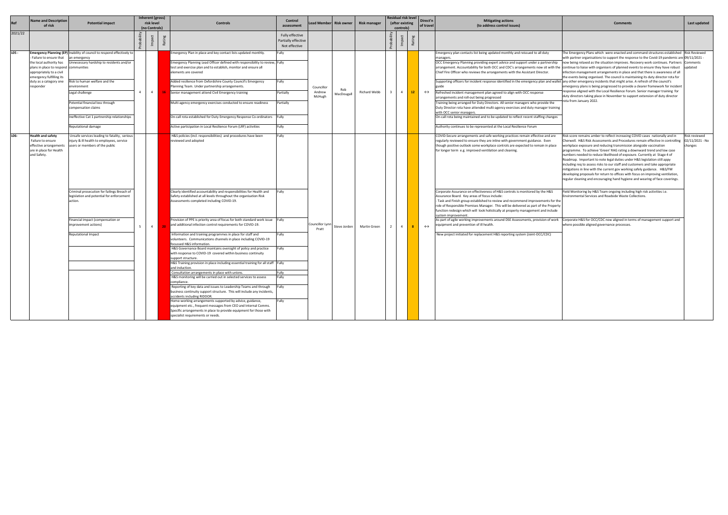| Ref | Name and Description of risk | Potential impact | Inherent (gross) risk level (no Controls) | | | Controls | Control assessment | Lead Member | Risk owner | Risk manager | Residual risk level (after existing controls) | | | Direct'n of travel | Mitigating actions (to address control issues) | Comments | Last updated |
|---|---|---|---|---|---|---|---|---|---|---|---|---|---|---|---|---|---|
| 2021/22 | | | Probability | Impact | Rating | | Fully effective Partially effective Not effective | | | | Probability | Impact | Rating | | | | |
| L05 - | **Emergency Planning (EP)** - Failure to ensure that the local authority has plans in place to respond appropriately to a civil emergency fulfilling its duty as a category one responder | Inability of council to respond effectively to an emergency | 4 | 4 | 16 | Emergency Plan in place and key contact lists updated monthly. | Fully | Councillor Andrew McHugh | Rob MacDougall | Richard Webb | 3 | 4 | 12 | ↔ | Emergency plan contacts list being updated monthly and reissued to all duty managers. | The Emergency Plans which were enacted and command structures established with partner organisations to support the response to the Covid-19 pandemic are now being relaxed as the situation improves. Recovery work continues. Partners continue to liaise with organisers of planned events to ensure they have robust infection management arrangements in place and that there is awareness of all the events being organised. The council is maintaining its duty director rota for any other emergency incidents that might arise. A refresh of the council's emergency plans is being progressed to provide a clearer framework for incident response aligned with the Local Resilience Forum. Senior manager training for duty directors taking place in November to support extension of duty director rota from January 2022. | Risk Reviewed 09/11/2021 - Comments updated |
| | | Unnecessary hardship to residents and/or communities | | | | Emergency Planning Lead Officer defined with responsibility to review, test and exercise plan and to establish, monitor and ensure all elements are covered | Fully | | | | | | | | OCC Emergency Planning providing expert advice and support under a partnership arrangement. Accountability for both OCC and CDC's arrangements now sit with the Chief Fire Officer who reviews the arrangements with the Assistant Director. | | |
| | | Risk to human welfare and the environment | | | | Added resilience from Oxfordshire County Council's Emergency Planning Team. Under partnership arrangements. | Fully | | | | | | | | Supporting officers for incident response identified in the emergency plan and wallet guide | | |
| | | Legal challenge | | | | Senior management attend Civil Emergency training | Partially | | | | | | | | Refreshed incident management plan agreed to align with OCC response arrangements and roll-out being progressed | | |
| | | Potential financial loss through compensation claims | | | | Multi agency emergency exercises conducted to ensure readiness | Partially | | | | | | | | Training being arranged for Duty Directors. All senior managers who provide the Duty Director rota have attended multi-agency exercises and duty manager training with OCC senior managers. | | |
| | | Ineffective Cat 1 partnership relationships | | | | On-call rota established for Duty Emergency Response Co-ordinators | Fully | | | | | | | | On-call rota being maintained and to be updated to reflect recent staffing changes | | |
| | | Reputational damage | | | | Active participation in Local Resilience Forum (LRF) activities | Fully | | | | | | | | Authority continues to be represented at the Local Resilience Forum | | |
| L06- | **Health and safety** Failure to ensure effective arrangements are in place for Health and Safety. | Unsafe services leading to fatality, serious injury & ill health to employees, service users or members of the public | 5 | 4 | 20 | H&S policies (incl. responsibilities) and procedures have been reviewed and adopted | Fully | Councillor Lynn Pratt | Steve Jorden | Martin Green | 2 | 4 | 8 | ↔ | COVID-Secure arrangements and safe working practices remain effective and are regularly reviewed to ensure they are inline with government guidance. Even though positive outlook some workplace controls are expected to remain in place for longer term e.g. improved ventilation and cleaning. | Risk score remains amber to reflect increasing COVID cases nationally and in Cherwell. H&S Risk Assessments and Procedures remain effective in controlling workplace exposure and reducing transmission alongside vaccination programme. To achieve 'Green' RAG rating a downward trend and low case numbers needed to reduce likelihood of expsoure. Currently at Stage 4 of Roadmap. Important to note legal duties under H&S legislation still appy including req to assess risks to our staff and customers and take appropriate mitigations in line with the current gov working safely guidance. H&S/FM developing proposals for return to offices with focus on improving ventilation, regular cleaning and encouraging hand hygiene and wearing of face coverings. | Risk reviewed 02/11/2021 - No changes |
| | | Criminal prosecution for failings Breach of legislation and potential for enforcement action. | | | | Clearly identified accountability and responsibilities for Health and Safety established at all levels throughout the organisation Risk Assessments completed including COVID-19. | Fully | | | | | | | | Corporate Assurance on effectiveness of H&S controls is monitored by the H&S Assurance Board. Key areas of focus include: - Task and Finish group established to review and recommend improvements for the role of Responsible Premises Manager. This will be delivered as part of the Property function redesign which will look holistically at property management and include system improvement. | Field Monitoring by H&S Team ongoing including high risk activities i.e. Environmental Services and Roadside Waste Collections. | |
| | | Financial impact (compensation or improvement actions) | | | | Provision of PPE is priority area of focus for both standard work issue and additional infection control requirements for COVID-19. | Fully | | | | | | | | As part of agile working improvements around DSE Assessments, provision of work equipment and prevention of ill health. | Corporate H&S for OCC/CDC now aligned in terms of management support and where possible aligned governance processes. | |
| | | Reputational Impact | | | | Information and training programmes in place for staff and volunteers. Communications channels in place including COVID-19 focussed H&S information. | Fully | | | | | | | | New project initiated for replacement H&S reporting system (Joint-OCC/CDC) | | |
| | | | | | | H&S Governance Board maintains oversight of policy and practice with response to COVID-19 covered within business continuity support structure. | Fully | | | | | | | | | | |
| | | | | | | H&S Training provision in place including essential training for all staff and induction. | Fully | | | | | | | | | | |
| | | | | | | Consultation arrangements in place with unions. | Fully | | | | | | | | | | |
| | | | | | | H&S monitoring will be carried out in selected services to assess compliance. | Fully | | | | | | | | | | |
| | | | | | | Reporting of key data and issues to Leadership Teams and through business continuity support structure. This will include any incidents, accidents including RIDDOR. | Fully | | | | | | | | | | |
| | | | | | | Home-working arrangements supported by advice, guidance, equipment etc., frequent messages from CEO and Internal Comms. Specific arrangements in place to provide equipment for those with specialist requirements or needs. | Fully | | | | | | | | | | |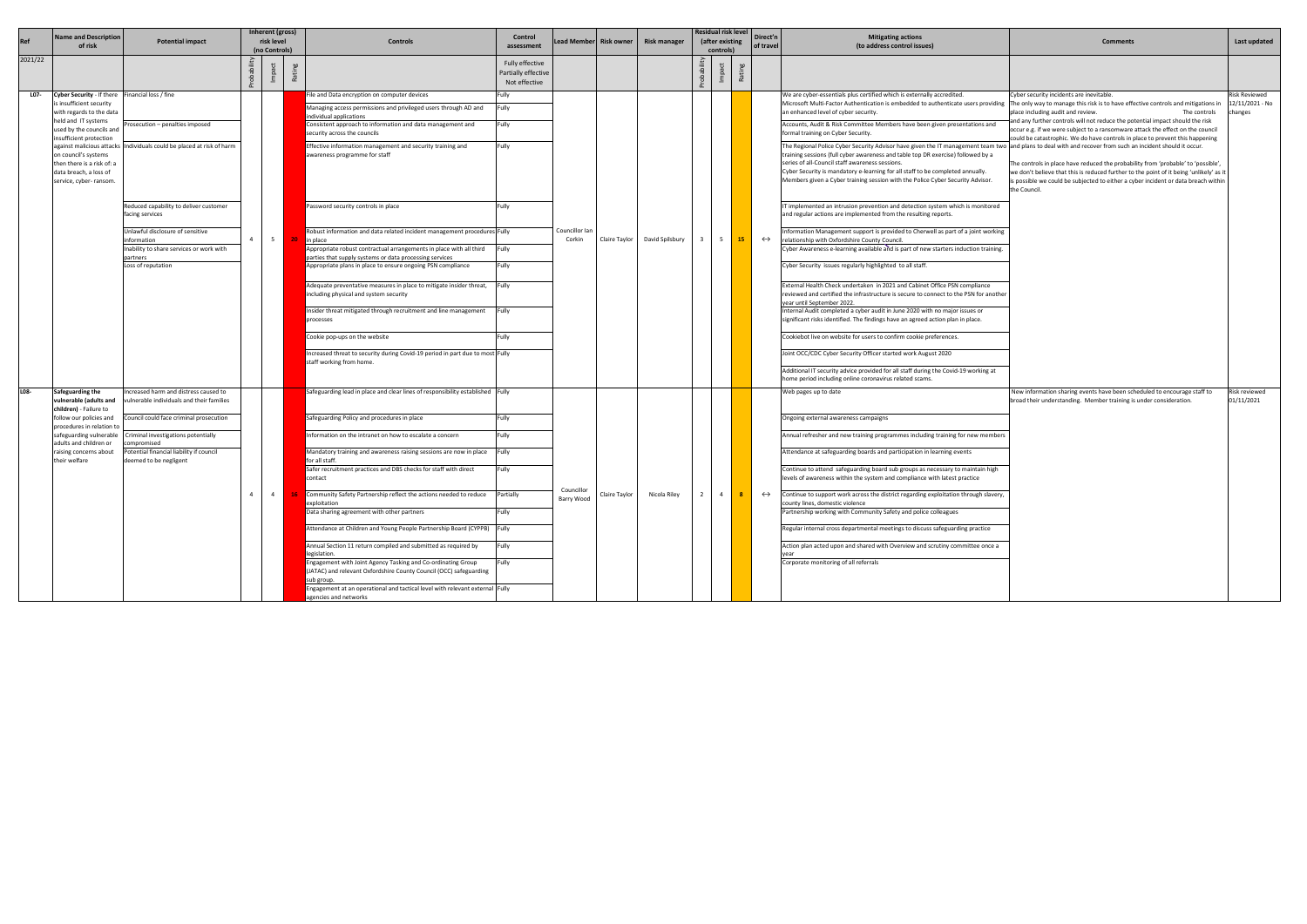| Ref | Name and Description of risk | Potential impact | Inherent (gross) risk level (no Controls) | | | Controls | Control assessment | Lead Member | Risk owner | Risk manager | Residual risk level (after existing controls) | | | Direct'n of travel | Mitigating actions (to address control issues) | Comments | Last updated |
|---|---|---|---|---|---|---|---|---|---|---|---|---|---|---|---|---|---|
| 2021/22 | | | Probability | Impact | Rating | | Fully effective Partially effective Not effective | | | | Probability | Impact | Rating | | | | |
| L07- | **Cyber Security** - If there is insufficient security with regards to the data held and IT systems used by the councils and insufficient protection against malicious attacks on council's systems then there is a risk of: a data breach, a loss of service, cyber- ransom. | Financial loss / fine<br>Prosecution – penalties imposed<br>Individuals could be placed at risk of harm<br>Reduced capability to deliver customer facing services<br>Unlawful disclosure of sensitive information<br>Inability to share services or work with partners<br>Loss of reputation | 4 | 5 | 20 | File and Data encryption on computer devices<br>Managing access permissions and privileged users through AD and individual applications<br>Consistent approach to information and data management and security across the councils<br>Effective information management and security training and awareness programme for staff<br>Password security controls in place<br>Robust information and data related incident management procedures in place<br>Appropriate robust contractual arrangements in place with all third parties that supply systems or data processing services<br>Appropriate plans in place to ensure ongoing PSN compliance<br>Adequate preventative measures in place to mitigate insider threat, including physical and system security<br>Insider threat mitigated through recruitment and line management processes<br>Cookie pop-ups on the website<br>Increased threat to security during Covid-19 period in part due to most staff working from home. | Fully<br>Fully<br>Fully<br>Fully<br>Fully<br>Fully<br>Fully<br>Fully<br>Fully<br>Fully<br>Fully<br>Fully | Councillor Ian Corkin | Claire Taylor | David Spilsbury | 3 | 5 | 15 | ↔ | We are cyber-essentials plus certified which is externally accredited.<br>Microsoft Multi-Factor Authentication is embedded to authenticate users providing an enhanced level of cyber security.<br>Accounts, Audit & Risk Committee Members have been given presentations and formal training on Cyber Security.<br>The Regional Police Cyber Security Advisor have given the IT management team two training sessions (full cyber awareness and table top DR exercise) followed by a series of all-Council staff awareness sessions.<br>Cyber Security is mandatory e-learning for all staff to be completed annually.<br>Members given a Cyber training session with the Police Cyber Security Advisor.<br>IT implemented an intrusion prevention and detection system which is monitored and regular actions are implemented from the resulting reports.<br>Information Management support is provided to Cherwell as part of a joint working relationship with Oxfordshire County Council.<br>Cyber Awareness e-learning available and is part of new starters induction training.<br>Cyber Security issues regularly highlighted to all staff.<br>External Health Check undertaken in 2021 and Cabinet Office PSN compliance reviewed and certified the infrastructure is secure to connect to the PSN for another year until September 2022.<br>Internal Audit completed a cyber audit in June 2020 with no major issues or significant risks identified. The findings have an agreed action plan in place.<br>Cookiebot live on website for users to confirm cookie preferences.<br>Joint OCC/CDC Cyber Security Officer started work August 2020<br>Additional IT security advice provided for all staff during the Covid-19 working at home period including online coronavirus related scams. | Cyber security incidents are inevitable.<br>The only way to manage this risk is to have effective controls and mitigations in place including audit and review. The controls and any further controls will not reduce the potential impact should the risk occur e.g. if we were subject to a ransomware attack the effect on the council could be catastrophic. We do have controls in place to prevent this happening and plans to deal with and recover from such an incident should it occur.<br>The controls in place have reduced the probability from 'probable' to 'possible', we don't believe that this is reduced further to the point of it being 'unlikely' as it is possible we could be subjected to either a cyber incident or data breach within the Council. | Risk Reviewed 12/11/2021 - No changes |
| L08- | **Safeguarding the vulnerable (adults and children)** - Failure to follow our policies and procedures in relation to safeguarding vulnerable adults and children or raising concerns about their welfare | Increased harm and distress caused to vulnerable individuals and their families<br>Council could face criminal prosecution<br>Criminal investigations potentially compromised<br>Potential financial liability if council deemed to be negligent | 4 | 4 | 16 | Safeguarding lead in place and clear lines of responsibility established<br>Safeguarding Policy and procedures in place<br>Information on the intranet on how to escalate a concern<br>Mandatory training and awareness raising sessions are now in place for all staff.<br>Safer recruitment practices and DBS checks for staff with direct contact<br>Community Safety Partnership reflect the actions needed to reduce exploitation<br>Data sharing agreement with other partners<br>Attendance at Children and Young People Partnership Board (CYPPB)<br>Annual Section 11 return compiled and submitted as required by legislation.<br>Engagement with Joint Agency Tasking and Co-ordinating Group (JATAC) and relevant Oxfordshire County Council (OCC) safeguarding sub group.<br>Engagement at an operational and tactical level with relevant external agencies and networks | Fully<br>Fully<br>Fully<br>Fully<br>Fully<br>Partially<br>Fully<br>Fully<br>Fully<br>Fully<br>Fully | Councillor Barry Wood | Claire Taylor | Nicola Riley | 2 | 4 | 8 | ↔ | Web pages up to date<br>Ongoing external awareness campaigns<br>Annual refresher and new training programmes including training for new members<br>Attendance at safeguarding boards and participation in learning events<br>Continue to attend safeguarding board sub groups as necessary to maintain high levels of awareness within the system and compliance with latest practice<br>Continue to support work across the district regarding exploitation through slavery, county lines, domestic violence<br>Partnership working with Community Safety and police colleagues<br>Regular internal cross departmental meetings to discuss safeguarding practice<br>Action plan acted upon and shared with Overview and scrutiny committee once a year<br>Corporate monitoring of all referrals | New information sharing events have been scheduled to encourage staff to broad their understanding. Member training is under consideration. | Risk reviewed 01/11/2021 |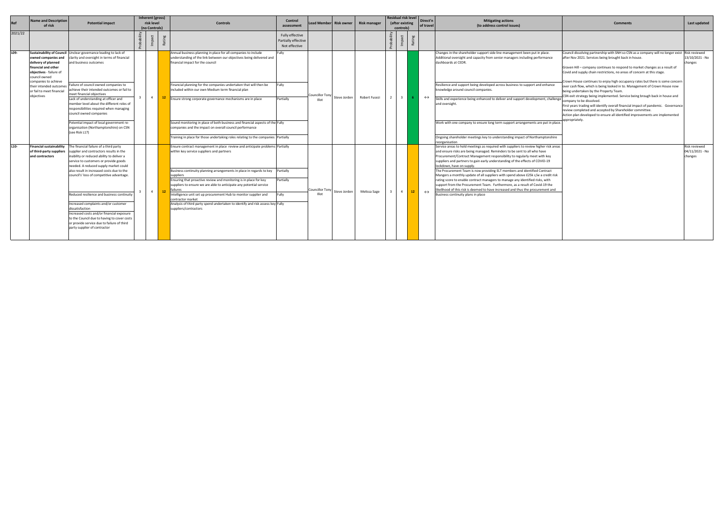| Ref | Name and Description of risk | Potential impact | Inherent (gross) risk level (no Controls) | | | Controls | Control assessment | Lead Member | Risk owner | Risk manager | Residual risk level (after existing controls) | | | Direct'n of travel | Mitigating actions (to address control issues) | Comments | Last updated |
|---|---|---|---|---|---|---|---|---|---|---|---|---|---|---|---|---|---|
| 2021/22 | | | Probability | Impact | Rating | | Fully effective Partially effective Not effective | | | | Probability | Impact | Rating | | | | |
| L09- | **Sustainability of Council owned companies and delivery of planned financial and other objectives** - failure of council owned companies to achieve their intended outcomes or fail to meet financial objectives | Unclear governance leading to lack of clarity and oversight in terms of financial and business outcomes<br><br>Failure of council owned companies to achieve their intended outcomes or fail to meet financial objectives<br><br>Lack of understanding at officer and member level about the different roles of responsibilities required when managing council owned companies<br><br>Potential impact of local government re-organisation (Northamptonshire) on CSN (see Risk L17) | 3 | 4 | 12 | Annual business planning in place for all companies to include understanding of the link between our objectives being delivered and financial impact for the council<br><br>Financial planning for the companies undertaken that will then be included within our own Medium term financial plan<br><br>Ensure strong corporate governance mechanisms are in place<br><br>Sound monitoring in place of both business and financial aspects of the companies and the impact on overall council performance<br><br>Training in place for those undertaking roles relating to the companies | Fully<br><br>Fully<br><br>Partially<br><br>Fully<br><br>Partially | Councillor Tony Illot | Steve Jorden | Robert Fusezi | 2 | 3 | 6 | ↔ | Changes in the shareholder support side line management been put in place. Additional oversight and capacity from senior managers including performance dashboards at CEDR.<br><br>Resilience and support being developed across business to support and enhance knowledge around council companies.<br><br>Skills and experience being enhanced to deliver and support development, challenge and oversight.<br><br>Work with one company to ensure long term support arrangements are put in place.<br><br>Ongoing shareholder meetings key to understanding impact of Northamptonshire reorganisation | Council dissolving partnership with SNH so CSN as a company will no longer exist after Nov 2021. Services being brought back in house.<br><br>Graven Hill – company continues to respond to market changes as a result of Covid and supply chain restrictions, no areas of concern at this stage.<br><br>Crown House continues to enjoy high occupancy rates but there is some concern over cash flow, which is being looked in to. Management of Crown House now being undertaken by the Property Team.<br>CSN exit strategy being implemented. Service being brough back in house and company to be dissolved.<br>First years trading will identify overall financial impact of pandemic. Governance review completed and accepted by Shareholder committee.<br>Action plan developed to ensure all identified improvements are implemented appropriately. | Risk reviewed 13/10/2021 - No changes |
| L10- | **Financial sustainability of third-party suppliers and contractors** | The financial failure of a third party supplier and contractors results in the inability or reduced ability to deliver a service to customers or provide goods needed. A reduced supply market could also result in increased costs due to the council's' loss of competitive advantage.<br><br>Reduced resilience and business continuity<br><br>Increased complaints and/or customer dissatisfaction<br><br>Increased costs and/or financial exposure to the Council due to having to cover costs or provide service due to failure of third party supplier of contractor | 3 | 4 | 12 | Ensure contract management in place review and anticipate problems within key service suppliers and partners<br><br>Business continuity planning arrangements in place in regards to key suppliers<br><br>Ensuring that proactive review and monitoring is in place for key suppliers to ensure we are able to anticipate any potential service failures<br><br>Intelligence unit set up procurement Hub to monitor supplier and contractor market<br><br>Analysis of third party spend undertaken to identify and risk assess key suppliers/contractors | Partially<br><br>Partially<br><br>Partially<br><br>Fully<br><br>Fully | Councillor Tony Illot | Steve Jorden | Melissa Sage | 3 | 4 | 12 | ↔ | Service areas to hold meetings as required with suppliers to review higher risk areas and ensure risks are being managed. Reminders to be sent to all who have Procurement/Contract Management responsibility to regularly meet with key suppliers and partners to gain early understanding of the effects of COVID-19 lockdown, have on supply.<br>The Procurement Team is now providing ELT members and identified Contract Mangers a monthly update of all suppliers with spend above £25k c/w a credit risk rating score to enable contract managers to manage any identified risks, with support from the Procurement Team. Furthermore, as a result of Covid-19 the likelihood of this risk is deemed to have increased and thus the procurement and Business continuity plans in place | | Risk reviewed 04/11/2021 - No changes |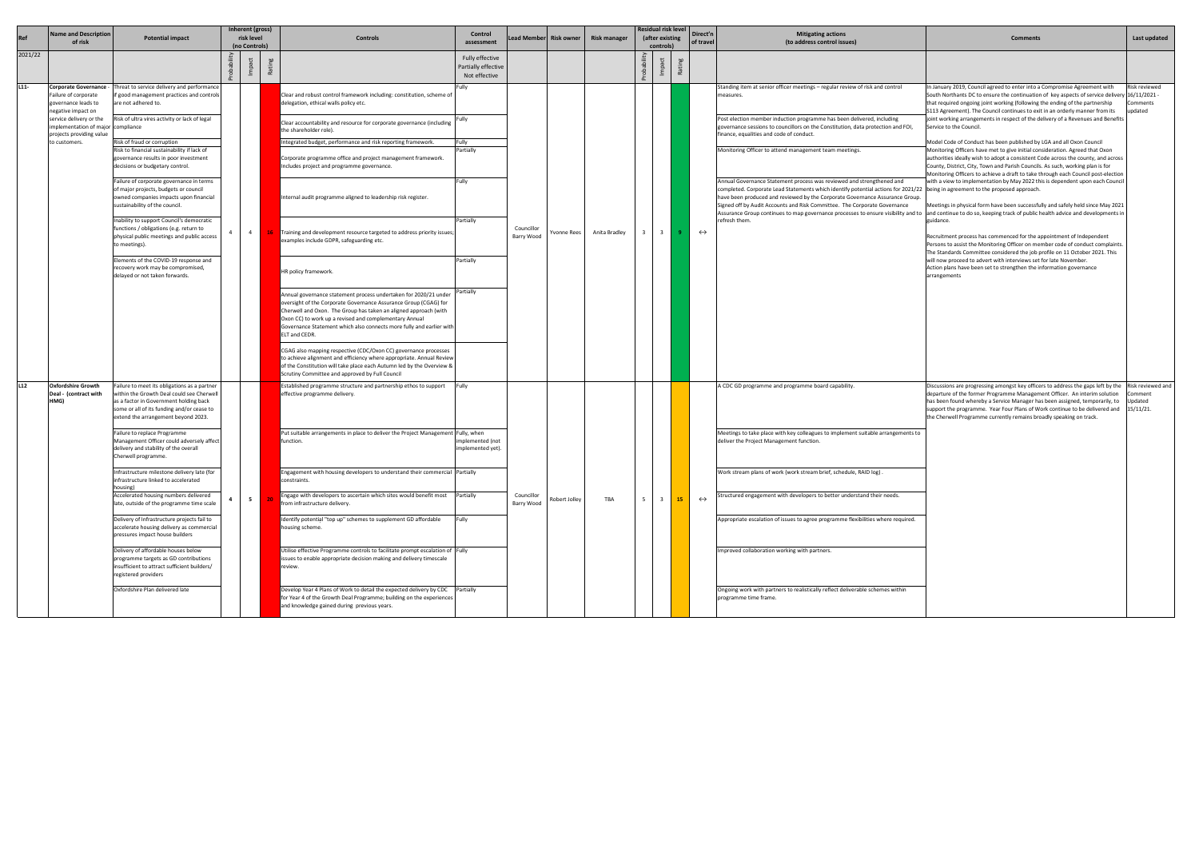| Ref | Name and Description of risk | Potential impact | Inherent (gross) risk level (no Controls) | | | Controls | Control assessment | Lead Member | Risk owner | Risk manager | Residual risk level (after existing controls) | | | Direct'n of travel | Mitigating actions (to address control issues) | Comments | Last updated |
|---|---|---|---|---|---|---|---|---|---|---|---|---|---|---|---|---|---|
| 2021/22 | | | Probability | Impact | Rating | | Fully effective<br>Partially effective<br>Not effective | | | | Probability | Impact | Rating | | | | |
| L11- | **Corporate Governance** - Failure of corporate governance leads to negative impact on service delivery or the implementation of major projects providing value to customers. | Threat to service delivery and performance if good management practices and controls are not adhered to.<br><br>Risk of ultra vires activity or lack of legal compliance<br><br>Risk of fraud or corruption<br><br>Risk to financial sustainability if lack of governance results in poor investment decisions or budgetary control.<br><br>Failure of corporate governance in terms of major projects, budgets or council owned companies impacts upon financial sustainability of the council.<br><br>Inability to support Council's democratic functions / obligations (e.g. return to physical public meetings and public access to meetings).<br><br>Elements of the COVID-19 response and recovery work may be compromised, delayed or not taken forwards. | 4 | 4 | 16 | Clear and robust control framework including: constitution, scheme of delegation, ethical walls policy etc.<br><br>Clear accountability and resource for corporate governance (including the shareholder role).<br><br>Integrated budget, performance and risk reporting framework.<br><br>Corporate programme office and project management framework. Includes project and programme governance.<br><br>Internal audit programme aligned to leadership risk register.<br><br>Training and development resource targeted to address priority issues; examples include GDPR, safeguarding etc.<br><br>HR policy framework.<br><br>Annual governance statement process undertaken for 2020/21 under oversight of the Corporate Governance Assurance Group (CGAG) for Cherwell and Oxon. The Group has taken an aligned approach (with Oxon CC) to work up a revised and complementary Annual Governance Statement which also connects more fully and earlier with ELT and CEDR.<br><br>CGAG also mapping respective (CDC/Oxon CC) governance processes to achieve alignment and efficiency where appropriate. Annual Review of the Constitution will take place each Autumn led by the Overview & Scrutiny Committee and approved by Full Council | Fully<br><br>Fully<br><br>Fully<br><br>Partially<br><br>Fully<br><br>Partially<br><br>Partially<br><br>Partially | Councillor Barry Wood | Yvonne Rees | Anita Bradley | 3 | 3 | 9 | ↔ | Standing item at senior officer meetings – regular review of risk and control measures.<br><br>Post election member induction programme has been delivered, including governance sessions to councillors on the Constitution, data protection and FOI, finance, equalities and code of conduct.<br><br>Monitoring Officer to attend management team meetings.<br><br>Annual Governance Statement process was reviewed and strengthened and completed. Corporate Lead Statements which identify potential actions for 2021/22 have been produced and reviewed by the Corporate Governance Assurance Group. Signed off by Audit Accounts and Risk Committee. The Corporate Governance Assurance Group continues to map governance processes to ensure visibility and to refresh them. | In January 2019, Council agreed to enter into a Compromise Agreement with South Northants DC to ensure the continuation of key aspects of service delivery that required ongoing joint working (following the ending of the partnership S113 Agreement). The Council continues to exit in an orderly manner from its joint working arrangements in respect of the delivery of a Revenues and Benefits Service to the Council.<br><br>Model Code of Conduct has been published by LGA and all Oxon Council Monitoring Officers have met to give initial consideration. Agreed that Oxon authorities ideally wish to adopt a consistent Code across the county, and across County, District, City, Town and Parish Councils. As such, working plan is for Monitoring Officers to achieve a draft to take through each Council post-election with a view to implementation by May 2022 this is dependent upon each Council being in agreement to the proposed approach.<br><br>Meetings in physical form have been successfully and safely held since May 2021 and continue to do so, keeping track of public health advice and developments in guidance.<br><br>Recruitment process has commenced for the appointment of Independent Persons to assist the Monitoring Officer on member code of conduct complaints. The Standards Committee considered the job profile on 11 October 2021. This will now proceed to advert with interviews set for late November.<br>Action plans have been set to strengthen the information governance arrangements | Risk reviewed 16/11/2021 - Comments updated |
| L12 | **Oxfordshire Growth Deal - (contract with HMG)** | Failure to meet its obligations as a partner within the Growth Deal could see Cherwell as a factor in Government holding back some or all of its funding and/or cease to extend the arrangement beyond 2023.<br><br>Failure to replace Programme Management Officer could adversely affect delivery and stability of the overall Cherwell programme.<br><br>Infrastructure milestone delivery late (for infrastructure linked to accelerated housing)<br><br>Accelerated housing numbers delivered late, outside of the programme time scale<br><br>Delivery of Infrastructure projects fail to accelerate housing delivery as commercial pressures impact house builders<br><br>Delivery of affordable houses below programme targets as GD contributions insufficient to attract sufficient builders/ registered providers<br><br>Oxfordshire Plan delivered late | 4 | 5 | 20 | Established programme structure and partnership ethos to support effective programme delivery.<br><br>Put suitable arrangements in place to deliver the Project Management function.<br><br>Engagement with housing developers to understand their commercial constraints.<br><br>Engage with developers to ascertain which sites would benefit most from infrastructure delivery.<br><br>Identify potential "top up" schemes to supplement GD affordable housing scheme.<br><br>Utilise effective Programme controls to facilitate prompt escalation of issues to enable appropriate decision making and delivery timescale review.<br><br>Develop Year 4 Plans of Work to detail the expected delivery by CDC for Year 4 of the Growth Deal Programme; building on the experiences and knowledge gained during previous years. | Fully<br><br>Fully, when implemented (not implemented yet).<br><br>Partially<br><br>Partially<br><br>Fully<br><br>Fully<br><br>Partially | Councillor Barry Wood | Robert Jolley | TBA | 5 | 3 | 15 | ↔ | A CDC GD programme and programme board capability.<br><br>Meetings to take place with key colleagues to implement suitable arrangements to deliver the Project Management function.<br><br>Work stream plans of work (work stream brief, schedule, RAID log).<br><br>Structured engagement with developers to better understand their needs.<br><br>Appropriate escalation of issues to agree programme flexibilities where required.<br><br>Improved collaboration working with partners.<br><br>Ongoing work with partners to realistically reflect deliverable schemes within programme time frame. | Discussions are progressing amongst key officers to address the gaps left by the departure of the former Programme Management Officer. An interim solution has been found whereby a Service Manager has been assigned, temporarily, to support the programme. Year Four Plans of Work continue to be delivered and the Cherwell Programme currently remains broadly speaking on track. | Risk reviewed and Comment Updated 15/11/21. |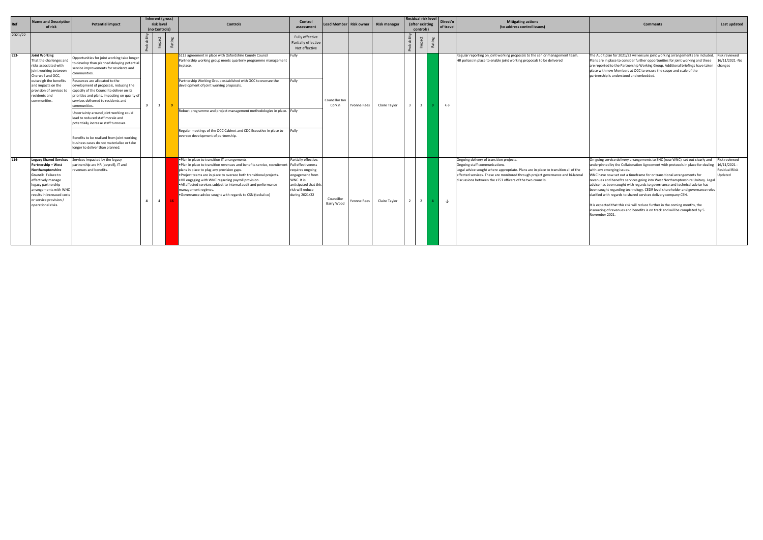| Ref | Name and Description of risk | Potential impact | Inherent (gross) risk level (no Controls) | | | Controls | Control assessment | Lead Member | Risk owner | Risk manager | Residual risk level (after existing controls) | | | Direct'n of travel | Mitigating actions (to address control issues) | Comments | Last updated |
|---|---|---|---|---|---|---|---|---|---|---|---|---|---|---|---|---|---|
| 2021/22 | | | Probability | Impact | Rating | | Fully effective Partially effective Not effective | | | | Probability | Impact | Rating | | | | |
| L13- | **Joint Working** That the challenges and risks associated with joint working between Cherwell and OCC, outweigh the benefits and impacts on the provision of services to residents and communities. | Opportunities for joint working take longer to develop than planned delaying potential service improvements for residents and communities.<br><br>Resources are allocated to the development of proposals, reducing the capacity of the Council to deliver on its priorities and plans, impacting on quality of services delivered to residents and communities.<br><br>Uncertainty around joint working could lead to reduced staff morale and potentially increase staff turnover.<br><br>Benefits to be realised from joint working business cases do not materialise or take longer to deliver than planned. | 3 | 3 | 9 | S113 agreement in place with Oxfordshire County Council Partnership working group meets quarterly programme management in place.<br><br>Partnership Working Group established with OCC to oversee the development of joint working proposals.<br><br>Robust programme and project management methodologies in place.<br><br>Regular meetings of the OCC Cabinet and CDC Executive in place to oversee development of partnership. | Fully<br><br>Fully<br><br>Fully<br><br>Fully | Councillor Ian Corkin | Yvonne Rees | Claire Taylor | 3 | 3 | 9 | ↔ | Regular reporting on joint working proposals to the senior management team. HR polices in place to enable joint working proposals to be delivered | The Audit plan for 2021/22 will ensure joint working arrangements are included. Plans are in place to consider further opportunities for joint working and these are reported to the Partnership Working Group. Additional briefings have taken place with new Members at OCC to ensure the scope and scale of the partnership is understood and embedded. | Risk reviewed 16/11/2021 -No changes |
| L14- | **Legacy Shared Services Partnership – West Northamptonshire Council:** Failure to effectively manage legacy partnership arrangements with WNC results in increased costs or service provision / operational risks. | Services impacted by the legacy partnership are HR (payroll), IT and revenues and benefits. | 4 | 4 | 16 | •Plan in place to transition IT arrangements.<br>•Plan in place to transition revenues and benefits service, recruitment plans in place to plug any provision gaps.<br>•Project teams are in place to oversee both transitional projects.<br>•HR engaging with WNC regarding payroll provision.<br>•All affected services subject to internal audit and performance management regimes.<br>•Governance advice sought with regards to CSN (teckal co) | Partially effective. Full effectiveness requires ongoing engagement from WNC. It is anticipated that this risk will reduce during 2021/22 | Councillor Barry Wood | Yvonne Rees | Claire Taylor | 2 | 2 | 4 | ↓ | Ongoing delivery of transition projects.<br>Ongoing staff communications.<br>Legal advice sought where appropriate. Plans are in place to transition all of the affected services. These are monitored through project governance and bi-lateral discussions between the s151 officers of the two councils. | On-going service delivery arrangements to SNC (now WNC) set out clearly and underpinned by the Collaboration Agreement with protocols in place for dealing with any emerging issues.<br>WNC have now set out a timeframe for or transitional arrangements for revenues and benefits services going into West Northamptonshire Unitary. Legal advice has been sought with regards to governance and technical advice has been sought regarding technology. CEDR level shareholder and governance roles clarified with regards to shared services delivery company CSN.<br><br>It is expected that this risk will reduce further in the coming months, the insourcing of revenues and benefits is on track and will be completed by 5 November 2021. | Risk reviewed 16/11/2021 - Residual Riisk Updated |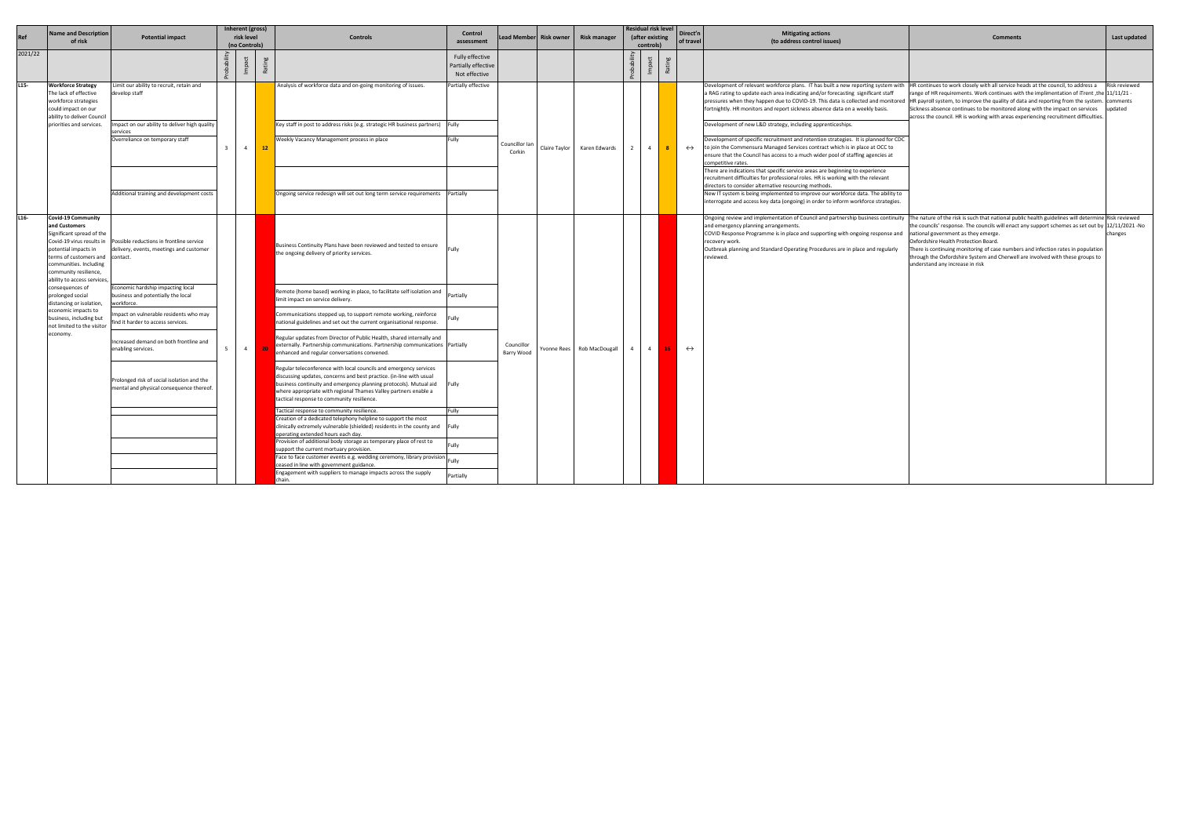| Ref | Name and Description of risk | Potential impact | Inherent (gross) risk level (no Controls) | | | Controls | Control assessment | Lead Member | Risk owner | Risk manager | Residual risk level (after existing controls) | | | Direct'n of travel | Mitigating actions (to address control issues) | Comments | Last updated |
|---|---|---|---|---|---|---|---|---|---|---|---|---|---|---|---|---|---|
| 2021/22 | | | Probability | Impact | Rating | | Fully effective Partially effective Not effective | | | | Probability | Impact | Rating | | | | |
| L15- | **Workforce Strategy** The lack of effective workforce strategies could impact on our ability to deliver Council priorities and services. | Limit our ability to recruit, retain and develop staff | 3 | 4 | 12 | Analysis of workforce data and on-going monitoring of issues. | Partially effective | Councillor Ian Corkin | Claire Taylor | Karen Edwards | 2 | 4 | 8 | ↔ | Development of relevant workforce plans. IT has built a new reporting system with a RAG rating to update each area indicating and/or forecasting significant staff pressures when they happen due to COVID-19. This data is collected and monitored fortnightly. HR monitors and report sickness absence data on a weekly basis. | HR continues to work closely with all service heads at the council, to address a range of HR requirements. Work continues with the implimentation of ITrent ,the HR payroll system, to improve the quality of data and reporting from the system. Sickness absence continues to be monitored along with the impact on services across the council. HR is working with areas experiencing recruitment difficulties. | Risk reviewed 11/11/21 - comments updated |
| | | Impact on our ability to deliver high quality services | | | | Key staff in post to address risks (e.g. strategic HR business partners) | Fully | | | | | | | | Development of new L&D strategy, including apprenticeships. | | |
| | | Overreliance on temporary staff | | | | Weekly Vacancy Management process in place | Fully | | | | | | | | Development of specific recruitment and retention strategies. It is planned for CDC to join the Commensura Managed Services contract which is in place at OCC to ensure that the Council has access to a much wider pool of staffing agencies at competitive rates. | | |
| | | | | | | | | | | | | | | | There are indications that specific service areas are beginning to experience recruitment difficulties for professional roles. HR is working with the relevant directors to consider alternative resourcing methods. | | |
| | | Additional training and development costs | | | | Ongoing service redesign will set out long term service requirements | Partially | | | | | | | | New IT system is being implemented to improve our workforce data. The ability to interrogate and access key data (ongoing) in order to inform workforce strategies. | | |
| L16- | **Covid-19 Community and Customers** Significant spread of the Covid-19 virus results in potential impacts in terms of customers and communities. Including community resilience, ability to access services, consequences of prolonged social distancing or isolation, economic impacts to business, including but not limited to the visitor economy. | Possible reductions in frontline service delivery, events, meetings and customer contact. | 5 | 4 | 20 | Business Continuity Plans have been reviewed and tested to ensure the ongoing delivery of priority services. | Fully | Councillor Barry Wood | Yvonne Rees | Rob MacDougall | 4 | 4 | 16 | ↔ | Ongoing review and implementation of Council and partnership business continuity and emergency planning arrangements.<br>COVID Response Programme is in place and supporting with ongoing response and recovery work.<br>Outbreak planning and Standard Operating Procedures are in place and regularly reviewed. | The nature of the risk is such that national public health guidelines will determine the councils' response. The councils will enact any support schemes as set out by national government as they emerge.<br>Oxfordshire Health Protection Board.<br>There is continuing monitoring of case numbers and infection rates in population through the Oxfordshire System and Cherwell are involved with these groups to understand any increase in risk | Risk reviewed 12/11/2021 -No changes |
| | | Economic hardship impacting local business and potentially the local workforce. | | | | Remote (home based) working in place, to facilitate self isolation and limit impact on service delivery. | Partially | | | | | | | | | | |
| | | Impact on vulnerable residents who may find it harder to access services. | | | | Communications stepped up, to support remote working, reinforce national guidelines and set out the current organisational response. | Fully | | | | | | | | | | |
| | | Increased demand on both frontline and enabling services. | | | | Regular updates from Director of Public Health, shared internally and externally. Partnership communications. Partnership communications enhanced and regular conversations convened. | Partially | | | | | | | | | | |
| | | Prolonged risk of social isolation and the mental and physical consequence thereof. | | | | Regular teleconference with local councils and emergency services discussing updates, concerns and best practice. (in-line with usual business continuity and emergency planning protocols). Mutual aid where appropriate with regional Thames Valley partners enable a tactical response to community resilience. | Fully | | | | | | | | | | |
| | | | | | | Tactical response to community resilience. | Fully | | | | | | | | | | |
| | | | | | | Creation of a dedicated telephony helpline to support the most clinically extremely vulnerable (shielded) residents in the county and operating extended hours each day. | Fully | | | | | | | | | | |
| | | | | | | Provision of additional body storage as temporary place of rest to support the current mortuary provision. | Fully | | | | | | | | | | |
| | | | | | | Face to face customer events e.g. wedding ceremony, library provision ceased in line with government guidance. | Fully | | | | | | | | | | |
| | | | | | | Engagement with suppliers to manage impacts across the supply chain. | Partially | | | | | | | | | | |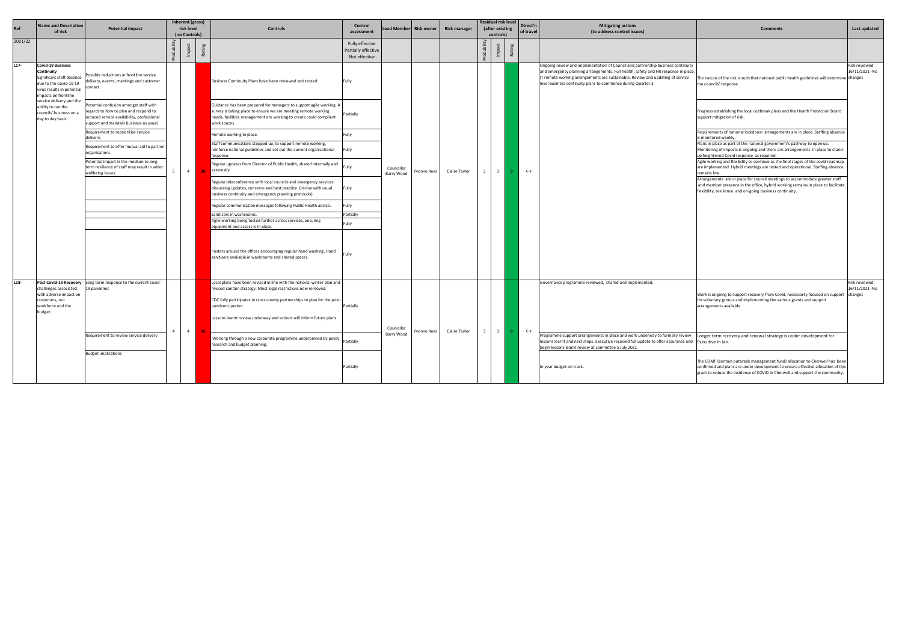| Ref | Name and Description of risk | Potential impact | Inherent (gross) risk level (no Controls) | | | Controls | Control assessment | Lead Member | Risk owner | Risk manager | Residual risk level (after existing controls) | | | Direct'n of travel | Mitigating actions (to address control issues) | Comments | Last updated |
|---|---|---|---|---|---|---|---|---|---|---|---|---|---|---|---|---|---|
| 2021/22 | | | Probability | Impact | Rating | | Fully effective Partially effective Not effective | | | | Probability | Impact | Rating | | | | |
| L17- | **Covid-19 Business Continuity** Significant staff absence due to the Covid-19 19 virus results in potential impacts on frontline service delivery and the ability to run the councils' business on a day to day basis. | Possible reductions in frontline service delivery, events, meetings and customer contact. | 5 | 4 | 20 | Business Continuity Plans have been reviewed and tested. | Fully | Councillor Barry Wood | Yvonne Rees | Claire Taylor | 3 | 3 | 9 | ↔ | Ongoing review and implementation of Council and partnership business continuity and emergency planning arrangements. Full health, safety and HR response in place. IT remote working arrangements are sustainable. Review and updating of service level business continuity plans to commence during Quarter 3 | The nature of the risk is such that national public health guidelines will determine the councils' response. | Risk reviewed 16/11/2021 -No changes |
| | | Potential confusion amongst staff with regards to how to plan and respond to reduced service availability, professional support and maintain business as usual. | | | | Guidance has been prepared for managers to support agile working. A survey is taking place to ensure we are meeting remote working needs, facilities management are working to create covid compliant work spaces. | Partially | | | | | | | | | Progress establishing the local outbreak plans and the Health Protection Board support mitigation of risk. | |
| | | Requirement to reprioritise service delivery. | | | | Remote working in place. | Fully | | | | | | | | | Requirements of national lockdown arrangements are in place. Staffing absence is monitored weekly. | |
| | | Requirement to offer mutual aid to partner organisations. | | | | Staff communications stepped up, to support remote working, reinforce national guidelines and set out the current organisational response. | Fully | | | | | | | | | Plans in place as part of the national government's pathway to open up. Monitoring of impacts is ongoing and there are arrangements in place to stand-up heightened Covid response as required. | |
| | | Potential impact in the medium to long term resilience of staff may result in wider wellbeing issues. | | | | Regular updates from Director of Public Health, shared internally and externally. | Fully | | | | | | | | | Agile working and flexibility to continue as the final stages of the covid roadmap are implemented. Hybrid meetings are tested and operational. Staffing absence remains low. | |
| | | | | | | Regular teleconference with local councils and emergency services discussing updates, concerns and best practice. (in-line with usual business continuity and emergency planning protocols). | Fully | | | | | | | | | Arrangements are in place for council meetings to accommodate greater staff and member presence in the office, hybrid working remains in place to facilitate flexibility, resilience and on-going business continuity. | |
| | | | | | | Regular communication messages following Public Health advice. | Fully | | | | | | | | | | |
| | | | | | | Sanitisers in washrooms. | Partially | | | | | | | | | | |
| | | | | | | Agile working being tested further across services, ensuring equipment and access is in place. | Fully | | | | | | | | | | |
| | | | | | | Posters around the offices encouraging regular hand washing. Hand sanitisers available in washrooms and shared spaces. | Fully | | | | | | | | | | |
| L18- | **Post Covid-19 Recovery** - challenges associated with adverse impact on customers, our workforce and the budget. | Long term response to the current covid-19 pandemic | 4 | 4 | 16 | Local plans have been revised in line with the national winter plan and revised contain strategy. Most legal restrictions now removed.<br><br>CDC fully participates in cross county partnerships to plan for the post-pandemic period.<br><br>Lessons learnt review underway and actions will inform future plans | Partially | Councillor Barry Wood | Yvonne Rees | Claire Taylor | 3 | 3 | 9 | ↔ | Governance programme reviewed, shared and implemented. | Work is ongoing to support recovery from Covid, necessarily focused on support for voluntary groups and implementing the various grants and support arrangements available. | Risk reviewed 16/11/2021 -No changes |
| | | Requirement to review service delivery | | | | Working through a new corporate programme underpinned by policy research and budget planning. | Partially | | | | | | | | Programme support arrangements in place and work underway to formally review lessons learnt and next steps. Executive received full update to offer assurance and begin lessons learnt review at committee 5 July 2021 | Longer term recovery and renewal strategy is under development for Executive in Jan. | |
| | | Budget implications | | | | | Partially | | | | | | | | In year budget on track. | The COMF (contain outbreak management fund) allocation to Cherwell has been confirmed and plans are under development to ensure effective allocation of this grant to reduce the incidence of COVID in Cherwell and support the community. | |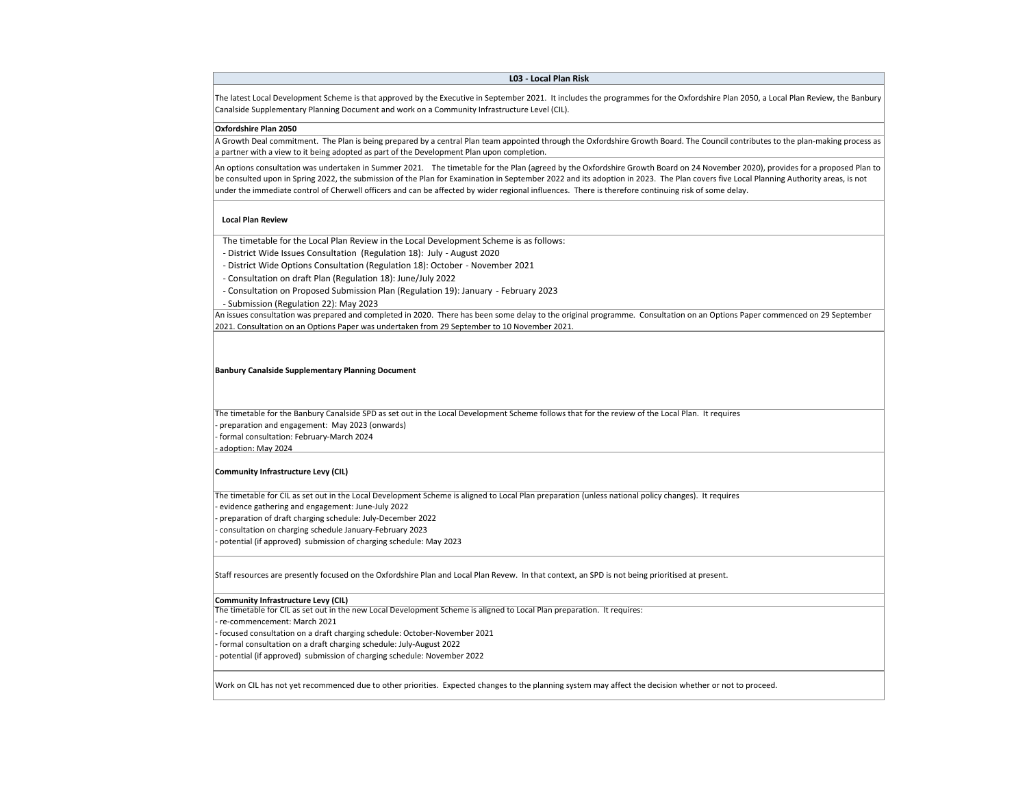## L03 - Local Plan Risk

The latest Local Development Scheme is that approved by the Executive in September 2021. It includes the programmes for the Oxfordshire Plan 2050, a Local Plan Review, the Banbury Canalside Supplementary Planning Document and work on a Community Infrastructure Level (CIL).

**Oxfordshire Plan 2050**

A Growth Deal commitment. The Plan is being prepared by a central Plan team appointed through the Oxfordshire Growth Board. The Council contributes to the plan-making process as a partner with a view to it being adopted as part of the Development Plan upon completion.

An options consultation was undertaken in Summer 2021. The timetable for the Plan (agreed by the Oxfordshire Growth Board on 24 November 2020), provides for a proposed Plan to be consulted upon in Spring 2022, the submission of the Plan for Examination in September 2022 and its adoption in 2023. The Plan covers five Local Planning Authority areas, is not under the immediate control of Cherwell officers and can be affected by wider regional influences. There is therefore continuing risk of some delay.

**Local Plan Review**

The timetable for the Local Plan Review in the Local Development Scheme is as follows:
- District Wide Issues Consultation (Regulation 18): July - August 2020
- District Wide Options Consultation (Regulation 18): October - November 2021
- Consultation on draft Plan (Regulation 18): June/July 2022
- Consultation on Proposed Submission Plan (Regulation 19): January - February 2023
- Submission (Regulation 22): May 2023

An issues consultation was prepared and completed in 2020. There has been some delay to the original programme. Consultation on an Options Paper commenced on 29 September 2021. Consultation on an Options Paper was undertaken from 29 September to 10 November 2021.

**Banbury Canalside Supplementary Planning Document**

The timetable for the Banbury Canalside SPD as set out in the Local Development Scheme follows that for the review of the Local Plan. It requires
- preparation and engagement: May 2023 (onwards)
- formal consultation: February-March 2024
- adoption: May 2024

**Community Infrastructure Levy (CIL)**

The timetable for CIL as set out in the Local Development Scheme is aligned to Local Plan preparation (unless national policy changes). It requires
- evidence gathering and engagement: June-July 2022
- preparation of draft charging schedule: July-December 2022
- consultation on charging schedule January-February 2023
- potential (if approved) submission of charging schedule: May 2023

Staff resources are presently focused on the Oxfordshire Plan and Local Plan Revew. In that context, an SPD is not being prioritised at present.

**Community Infrastructure Levy (CIL)**

The timetable for CIL as set out in the new Local Development Scheme is aligned to Local Plan preparation. It requires:
- re-commencement: March 2021
- focused consultation on a draft charging schedule: October-November 2021
- formal consultation on a draft charging schedule: July-August 2022
- potential (if approved) submission of charging schedule: November 2022

Work on CIL has not yet recommenced due to other priorities. Expected changes to the planning system may affect the decision whether or not to proceed.